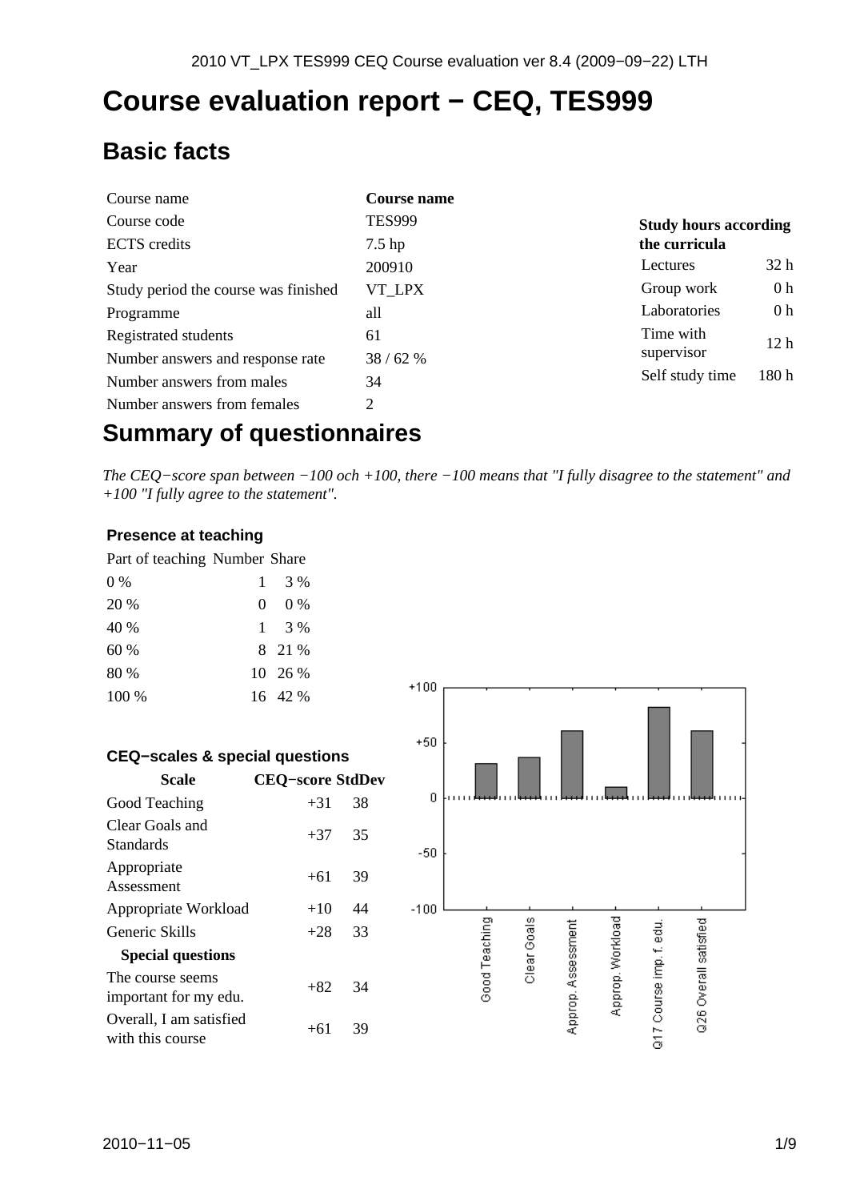# Course evaluation report − CEQ, TES999

## Basic facts

| | |
|---|---|
| Course name | **Course name** |
| Course code | TES999 |
| ECTS credits | 7.5 hp |
| Year | 200910 |
| Study period the course was finished | VT_LPX |
| Programme | all |
| Registrated students | 61 |
| Number answers and response rate | 38 / 62 % |
| Number answers from males | 34 |
| Number answers from females | 2 |

| **Study hours according the curricula** | |
|---|---|
| Lectures | 32 h |
| Group work | 0 h |
| Laboratories | 0 h |
| Time with supervisor | 12 h |
| Self study time | 180 h |

## Summary of questionnaires

*The CEQ−score span between −100 och +100, there −100 means that "I fully disagree to the statement" and +100 "I fully agree to the statement".*

### Presence at teaching

| Part of teaching | Number | Share |
|---|---|---|
| 0 % | 1 | 3 % |
| 20 % | 0 | 0 % |
| 40 % | 1 | 3 % |
| 60 % | 8 | 21 % |
| 80 % | 10 | 26 % |
| 100 % | 16 | 42 % |

### CEQ−scales & special questions

| Scale | CEQ−score | StdDev |
|---|---|---|
| Good Teaching | +31 | 38 |
| Clear Goals and Standards | +37 | 35 |
| Appropriate Assessment | +61 | 39 |
| Appropriate Workload | +10 | 44 |
| Generic Skills | +28 | 33 |
| **Special questions** | | |
| The course seems important for my edu. | +82 | 34 |
| Overall, I am satisfied with this course | +61 | 39 |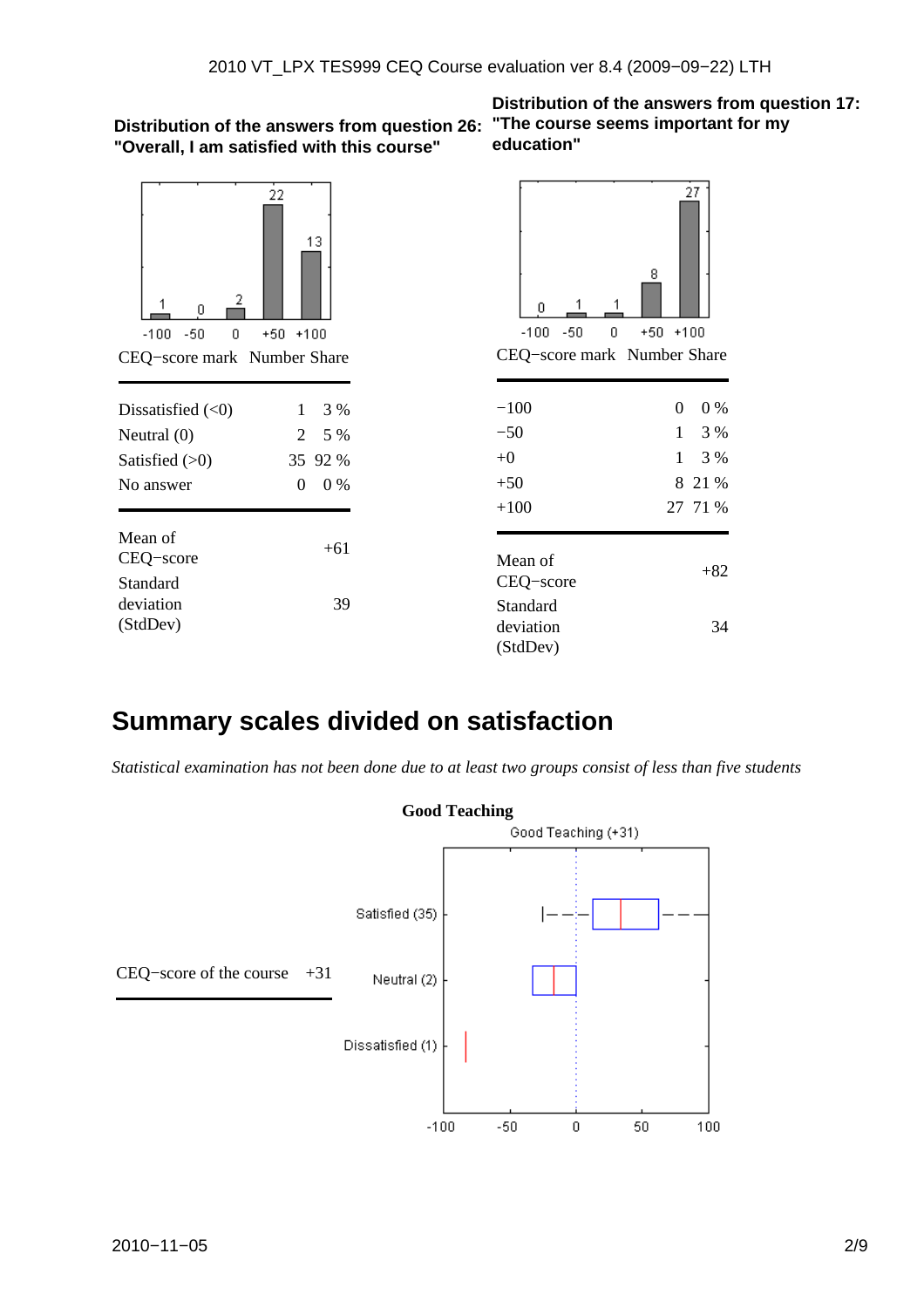**Distribution of the answers from question 26: "Overall, I am satisfied with this course"**

| CEQ−score mark | Number | Share |
|---|---|---|
| Dissatisfied (<0) | 1 | 3 % |
| Neutral (0) | 2 | 5 % |
| Satisfied (>0) | 35 | 92 % |
| No answer | 0 | 0 % |

| | |
|---|---|
| Mean of CEQ−score | +61 |
| Standard deviation (StdDev) | 39 |

**Distribution of the answers from question 17: "The course seems important for my education"**

| CEQ−score mark | Number | Share |
|---|---|---|
| −100 | 0 | 0 % |
| −50 | 1 | 3 % |
| +0 | 1 | 3 % |
| +50 | 8 | 21 % |
| +100 | 27 | 71 % |

| | |
|---|---|
| Mean of CEQ−score | +82 |
| Standard deviation (StdDev) | 34 |

## Summary scales divided on satisfaction

*Statistical examination has not been done due to at least two groups consist of less than five students*

**Good Teaching**

| | |
|---|---|
| CEQ−score of the course | +31 |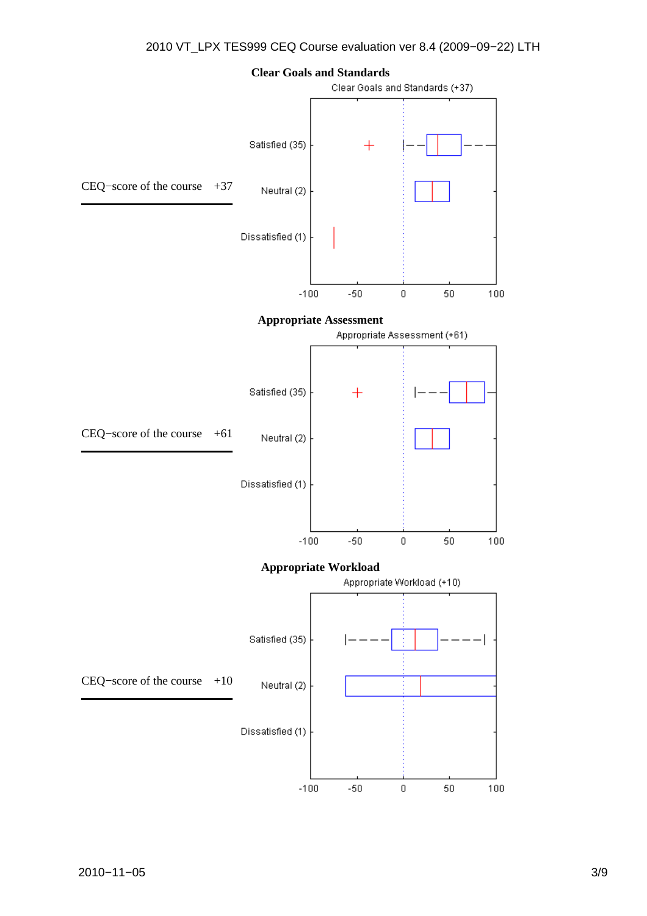## Clear Goals and Standards

CEQ−score of the course +37

Clear Goals and Standards (+37)

Satisfied (35)

Neutral (2)

Dissatisfied (1)

-100 -50 0 50 100

## Appropriate Assessment

CEQ−score of the course +61

Appropriate Assessment (+61)

Satisfied (35)

Neutral (2)

Dissatisfied (1)

-100 -50 0 50 100

## Appropriate Workload

CEQ−score of the course +10

Appropriate Workload (+10)

Satisfied (35)

Neutral (2)

Dissatisfied (1)

-100 -50 0 50 100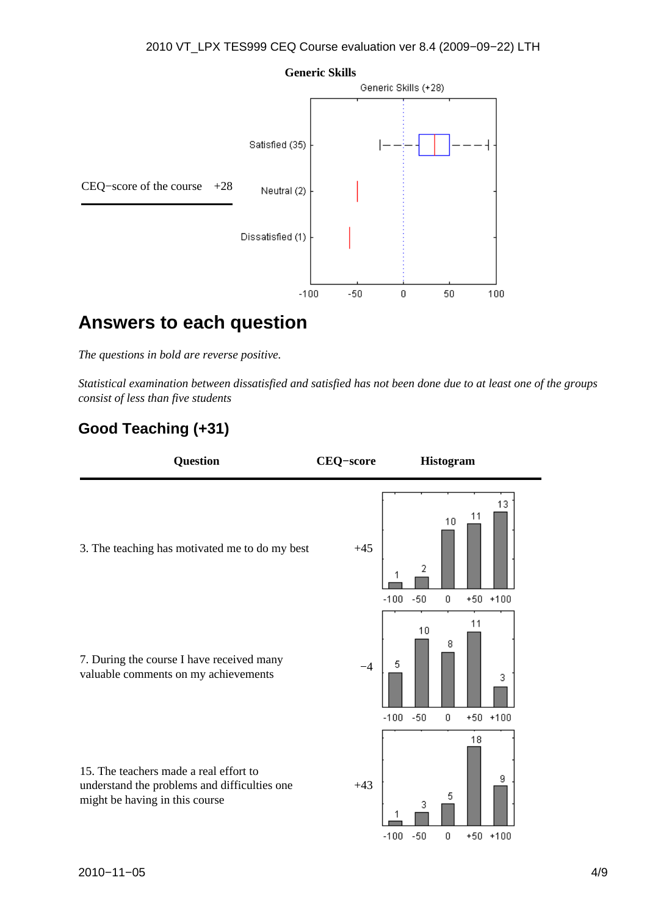**Generic Skills**

Generic Skills (+28)

| | |
|---|---|
| CEQ−score of the course | +28 |

Satisfied (35)

Neutral (2)

Dissatisfied (1)

-100 -50 0 50 100

## Answers to each question

*The questions in bold are reverse positive.*

*Statistical examination between dissatisfied and satisfied has not been done due to at least one of the groups consist of less than five students*

## Good Teaching (+31)

| Question | CEQ−score | Histogram |
|---|---|---|
| 3. The teaching has motivated me to do my best | +45 | -100: 1, -50: 2, 0: 10, +50: 11, +100: 13 |
| 7. During the course I have received many valuable comments on my achievements | −4 | -100: 5, -50: 10, 0: 8, +50: 11, +100: 3 |
| 15. The teachers made a real effort to understand the problems and difficulties one might be having in this course | +43 | -100: 1, -50: 3, 0: 5, +50: 18, +100: 9 |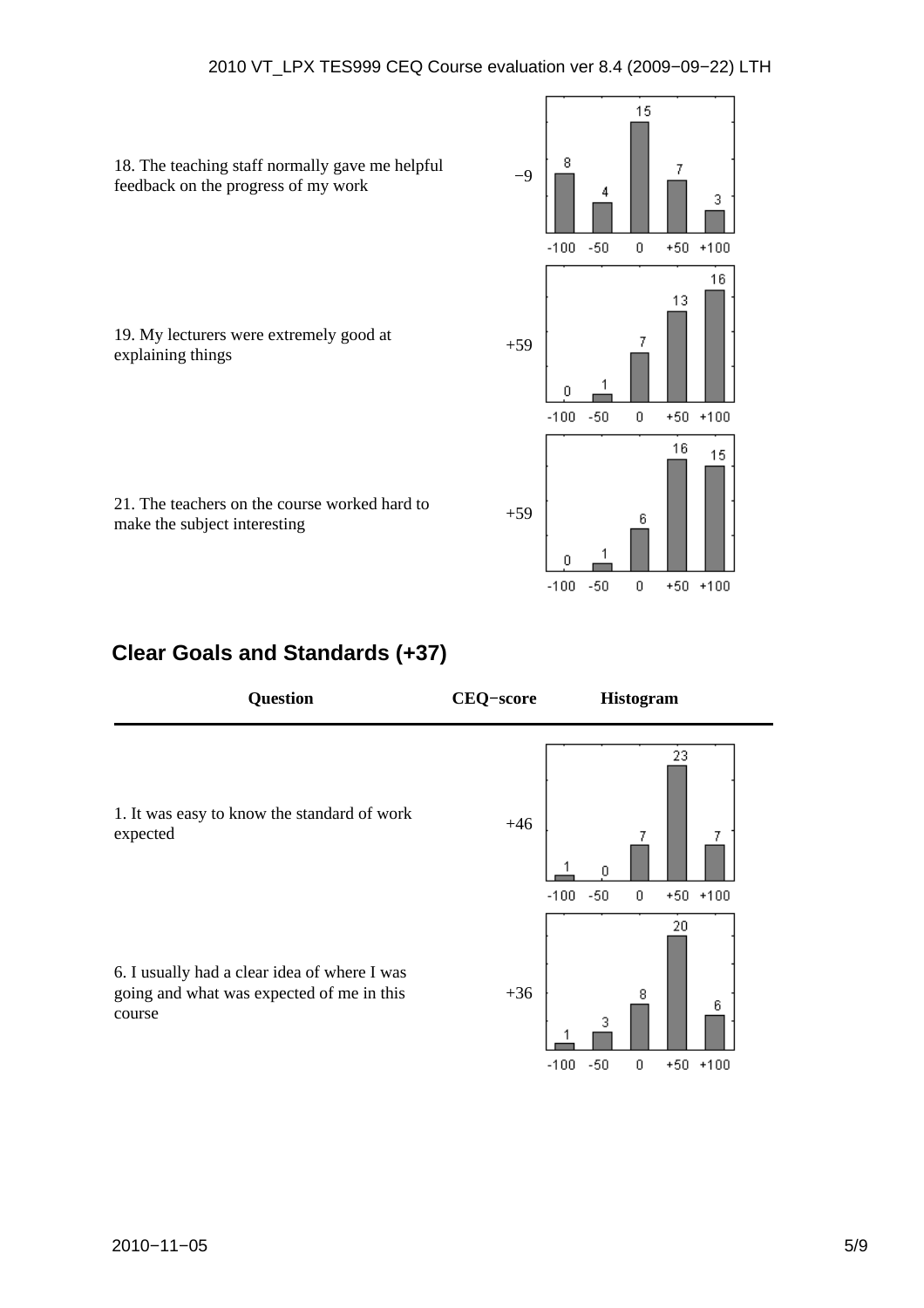| Question | CEQ−score | Histogram |
|---|---|---|
| 18. The teaching staff normally gave me helpful feedback on the progress of my work | −9 | -100: 8, -50: 4, 0: 15, +50: 7, +100: 3 |
| 19. My lecturers were extremely good at explaining things | +59 | -100: 0, -50: 1, 0: 7, +50: 13, +100: 16 |
| 21. The teachers on the course worked hard to make the subject interesting | +59 | -100: 0, -50: 1, 0: 6, +50: 16, +100: 15 |

## Clear Goals and Standards (+37)

| Question | CEQ−score | Histogram |
|---|---|---|
| 1. It was easy to know the standard of work expected | +46 | -100: 1, -50: 0, 0: 7, +50: 23, +100: 7 |
| 6. I usually had a clear idea of where I was going and what was expected of me in this course | +36 | -100: 1, -50: 3, 0: 8, +50: 20, +100: 6 |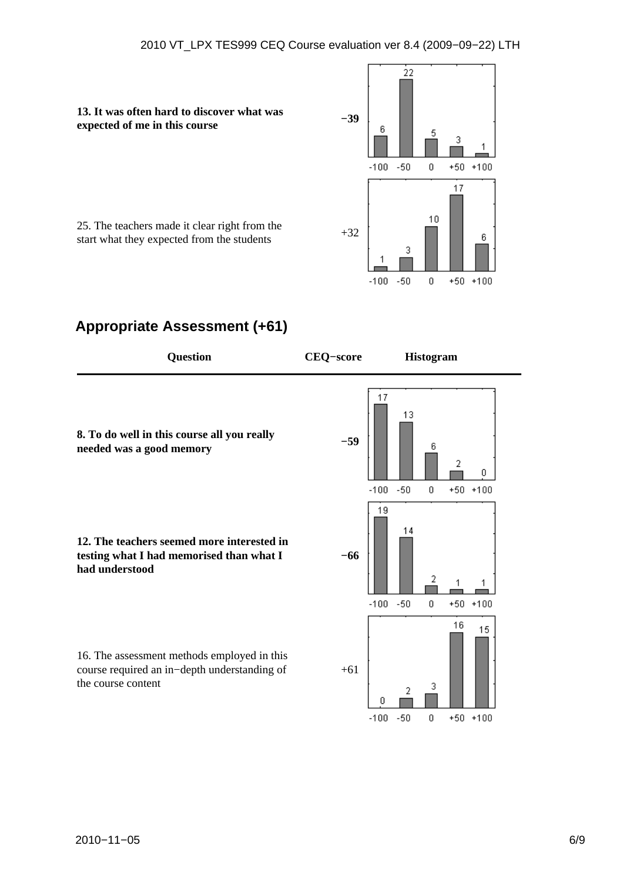| Question | CEQ−score | Histogram |
|---|---|---|
| **13. It was often hard to discover what was expected of me in this course** | **−39** | -100: 6, -50: 22, 0: 5, +50: 3, +100: 1 |
| 25. The teachers made it clear right from the start what they expected from the students | +32 | -100: 1, -50: 3, 0: 10, +50: 17, +100: 6 |

## Appropriate Assessment (+61)

| Question | CEQ−score | Histogram |
|---|---|---|
| **8. To do well in this course all you really needed was a good memory** | **−59** | -100: 17, -50: 13, 0: 6, +50: 2, +100: 0 |
| **12. The teachers seemed more interested in testing what I had memorised than what I had understood** | **−66** | -100: 19, -50: 14, 0: 2, +50: 1, +100: 1 |
| 16. The assessment methods employed in this course required an in−depth understanding of the course content | +61 | -100: 0, -50: 2, 0: 3, +50: 16, +100: 15 |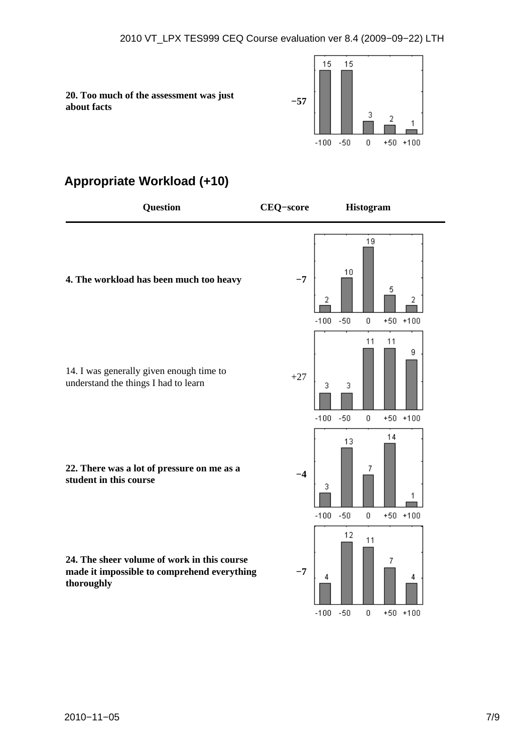| Question | CEQ−score | Histogram (-100 / -50 / 0 / +50 / +100) |
|---|---|---|
| **20. Too much of the assessment was just about facts** | −57 | 15 / 15 / 3 / 2 / 1 |

## Appropriate Workload (+10)

| Question | CEQ−score | Histogram (-100 / -50 / 0 / +50 / +100) |
|---|---|---|
| **4. The workload has been much too heavy** | −7 | 2 / 10 / 19 / 5 / 2 |
| 14. I was generally given enough time to understand the things I had to learn | +27 | 3 / 3 / 11 / 11 / 9 |
| **22. There was a lot of pressure on me as a student in this course** | −4 | 3 / 13 / 7 / 14 / 1 |
| **24. The sheer volume of work in this course made it impossible to comprehend everything thoroughly** | −7 | 4 / 12 / 11 / 7 / 4 |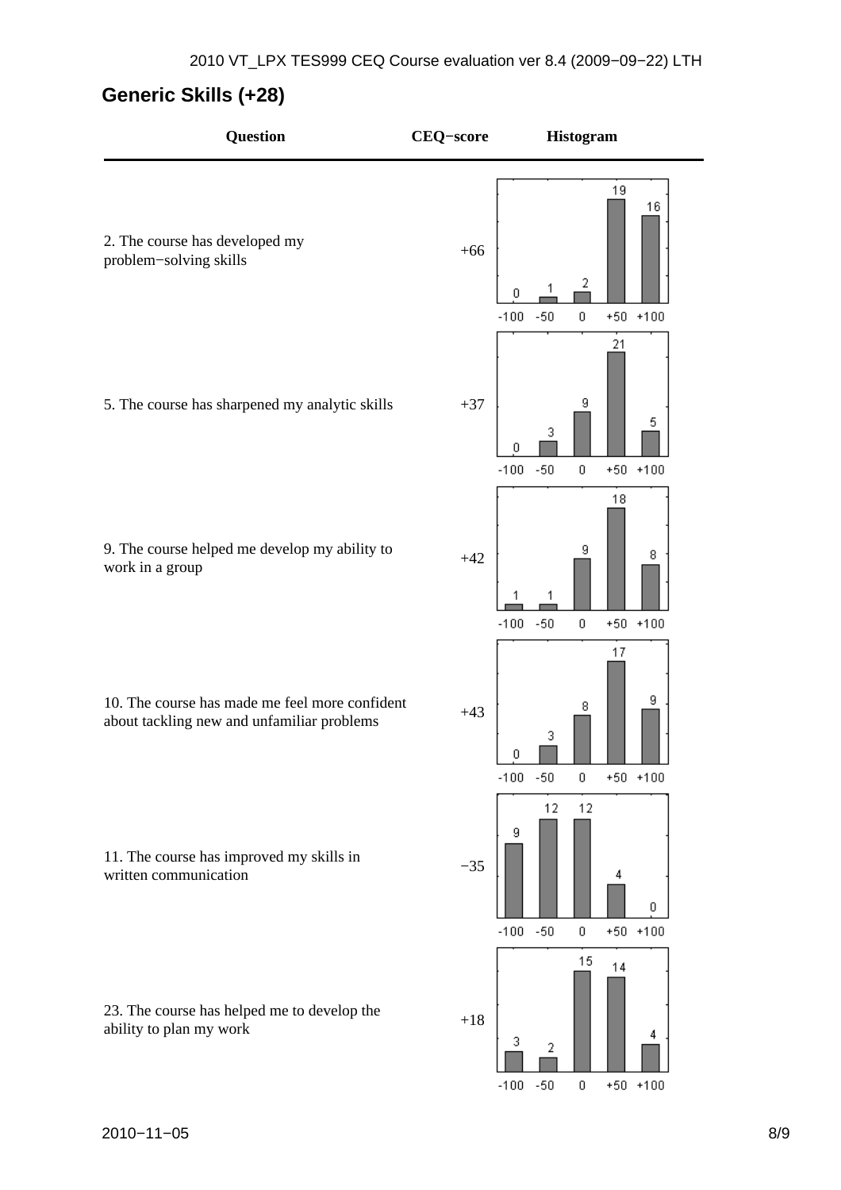## Generic Skills (+28)

| Question | CEQ−score | Histogram |
|---|---|---|
| 2. The course has developed my problem−solving skills | +66 | -100: 0, -50: 1, 0: 2, +50: 19, +100: 16 |
| 5. The course has sharpened my analytic skills | +37 | -100: 0, -50: 3, 0: 9, +50: 21, +100: 5 |
| 9. The course helped me develop my ability to work in a group | +42 | -100: 1, -50: 1, 0: 9, +50: 18, +100: 8 |
| 10. The course has made me feel more confident about tackling new and unfamiliar problems | +43 | -100: 0, -50: 3, 0: 8, +50: 17, +100: 9 |
| 11. The course has improved my skills in written communication | −35 | -100: 9, -50: 12, 0: 12, +50: 4, +100: 0 |
| 23. The course has helped me to develop the ability to plan my work | +18 | -100: 3, -50: 2, 0: 15, +50: 14, +100: 4 |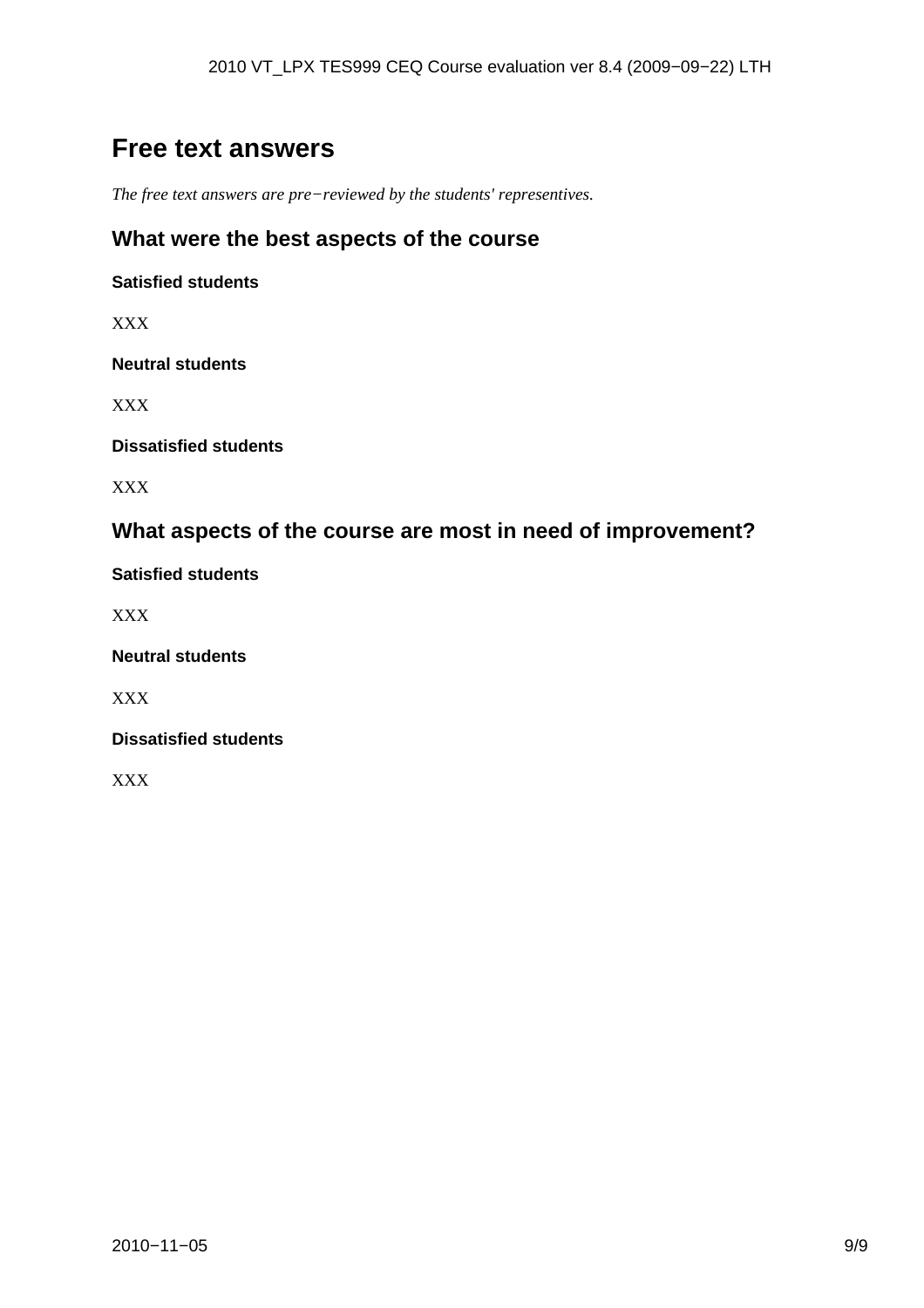# Free text answers

*The free text answers are pre−reviewed by the students' representatives.*

## What were the best aspects of the course

**Satisfied students**

XXX

**Neutral students**

XXX

**Dissatisfied students**

XXX

## What aspects of the course are most in need of improvement?

**Satisfied students**

XXX

**Neutral students**

XXX

**Dissatisfied students**

XXX